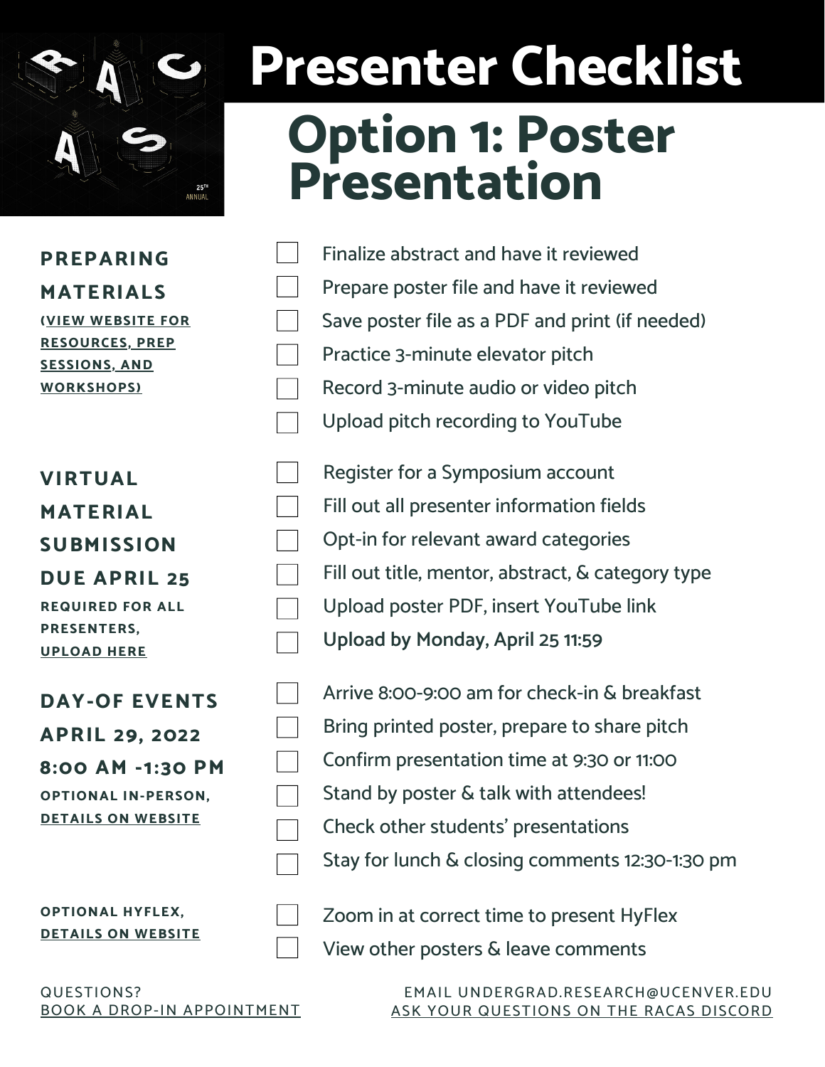# Presenter Checklist

## Option 1: Poster Presentation

**PREPARING MATERIALS**
(VIEW WEBSITE FOR RESOURCES, PREP SESSIONS, AND WORKSHOPS)

- [ ] Finalize abstract and have it reviewed
- [ ] Prepare poster file and have it reviewed
- [ ] Save poster file as a PDF and print (if needed)
- [ ] Practice 3-minute elevator pitch
- [ ] Record 3-minute audio or video pitch
- [ ] Upload pitch recording to YouTube

**VIRTUAL MATERIAL SUBMISSION DUE APRIL 25**
REQUIRED FOR ALL PRESENTERS, UPLOAD HERE

- [ ] Register for a Symposium account
- [ ] Fill out all presenter information fields
- [ ] Opt-in for relevant award categories
- [ ] Fill out title, mentor, abstract, & category type
- [ ] Upload poster PDF, insert YouTube link
- [ ] **Upload by Monday, April 25 11:59**

**DAY-OF EVENTS APRIL 29, 2022 8:00 AM -1:30 PM**
OPTIONAL IN-PERSON, DETAILS ON WEBSITE

- [ ] Arrive 8:00-9:00 am for check-in & breakfast
- [ ] Bring printed poster, prepare to share pitch
- [ ] Confirm presentation time at 9:30 or 11:00
- [ ] Stand by poster & talk with attendees!
- [ ] Check other students' presentations
- [ ] Stay for lunch & closing comments 12:30-1:30 pm

OPTIONAL HYFLEX, DETAILS ON WEBSITE

- [ ] Zoom in at correct time to present HyFlex
- [ ] View other posters & leave comments

QUESTIONS? BOOK A DROP-IN APPOINTMENT

EMAIL UNDERGRAD.RESEARCH@UCENVER.EDU
ASK YOUR QUESTIONS ON THE RACAS DISCORD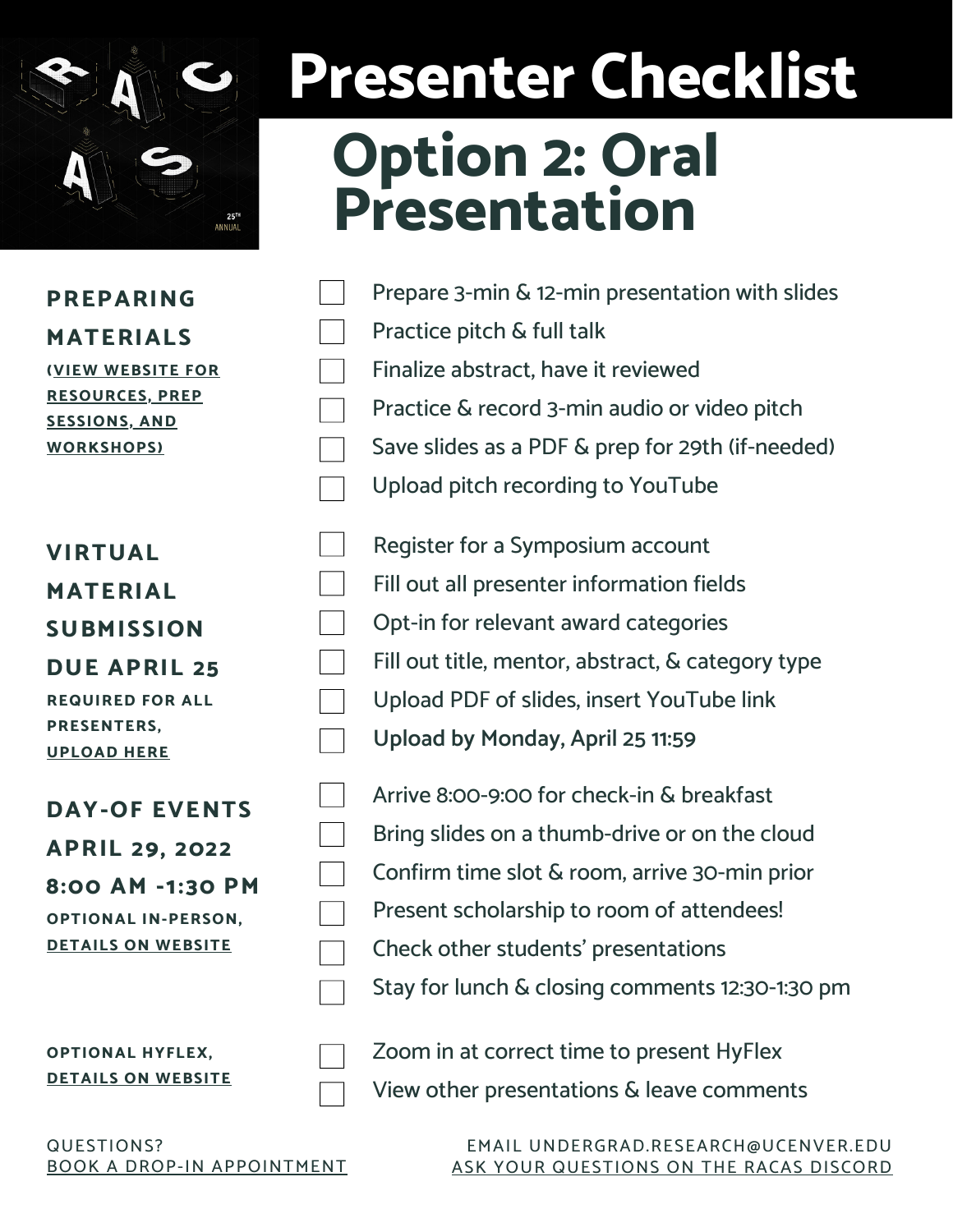# Presenter Checklist

## Option 2: Oral Presentation

### PREPARING MATERIALS

(VIEW WEBSITE FOR RESOURCES, PREP SESSIONS, AND WORKSHOPS)

- [ ] Prepare 3-min & 12-min presentation with slides
- [ ] Practice pitch & full talk
- [ ] Finalize abstract, have it reviewed
- [ ] Practice & record 3-min audio or video pitch
- [ ] Save slides as a PDF & prep for 29th (if-needed)
- [ ] Upload pitch recording to YouTube

### VIRTUAL MATERIAL SUBMISSION DUE APRIL 25

REQUIRED FOR ALL PRESENTERS, UPLOAD HERE

- [ ] Register for a Symposium account
- [ ] Fill out all presenter information fields
- [ ] Opt-in for relevant award categories
- [ ] Fill out title, mentor, abstract, & category type
- [ ] Upload PDF of slides, insert YouTube link
- [ ] **Upload by Monday, April 25 11:59**

### DAY-OF EVENTS APRIL 29, 2022 8:00 AM -1:30 PM

OPTIONAL IN-PERSON, DETAILS ON WEBSITE

- [ ] Arrive 8:00-9:00 for check-in & breakfast
- [ ] Bring slides on a thumb-drive or on the cloud
- [ ] Confirm time slot & room, arrive 30-min prior
- [ ] Present scholarship to room of attendees!
- [ ] Check other students' presentations
- [ ] Stay for lunch & closing comments 12:30-1:30 pm

OPTIONAL HYFLEX, DETAILS ON WEBSITE

- [ ] Zoom in at correct time to present HyFlex
- [ ] View other presentations & leave comments

QUESTIONS? BOOK A DROP-IN APPOINTMENT

EMAIL UNDERGRAD.RESEARCH@UCENVER.EDU

ASK YOUR QUESTIONS ON THE RACAS DISCORD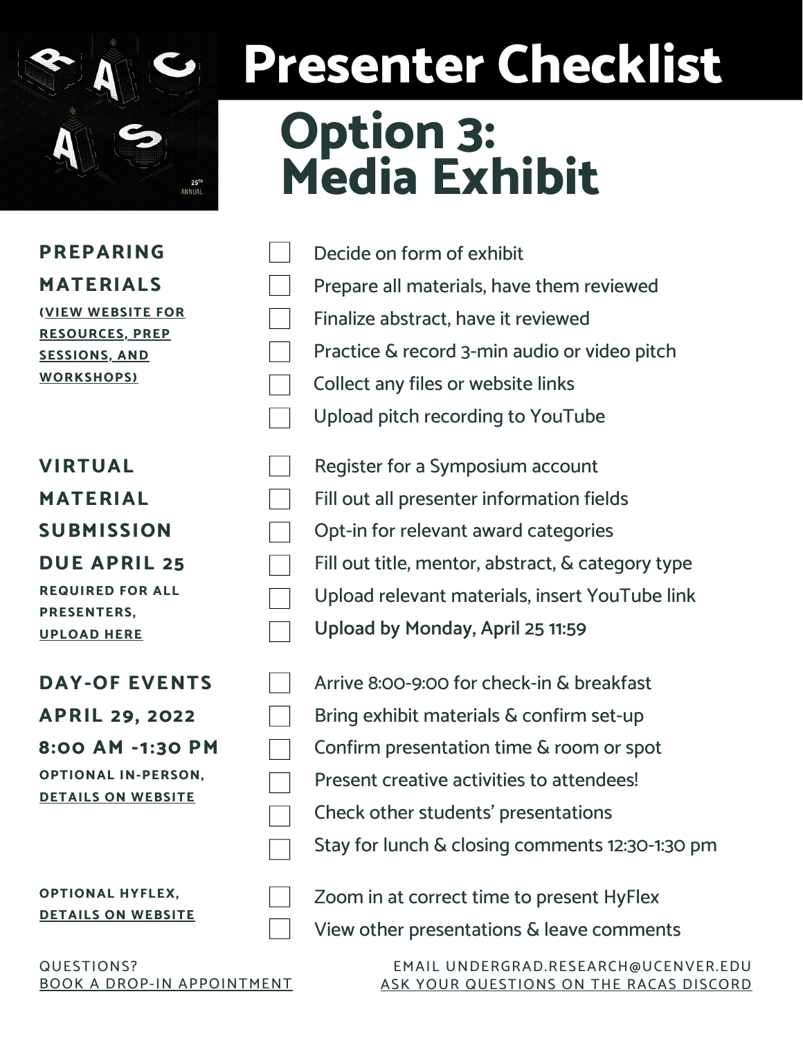# Presenter Checklist

## Option 3: Media Exhibit

### PREPARING MATERIALS

(VIEW WEBSITE FOR RESOURCES, PREP SESSIONS, AND WORKSHOPS)

- [ ] Decide on form of exhibit
- [ ] Prepare all materials, have them reviewed
- [ ] Finalize abstract, have it reviewed
- [ ] Practice & record 3-min audio or video pitch
- [ ] Collect any files or website links
- [ ] Upload pitch recording to YouTube

### VIRTUAL MATERIAL SUBMISSION DUE APRIL 25

REQUIRED FOR ALL PRESENTERS, UPLOAD HERE

- [ ] Register for a Symposium account
- [ ] Fill out all presenter information fields
- [ ] Opt-in for relevant award categories
- [ ] Fill out title, mentor, abstract, & category type
- [ ] Upload relevant materials, insert YouTube link
- [ ] **Upload by Monday, April 25 11:59**

### DAY-OF EVENTS APRIL 29, 2022 8:00 AM -1:30 PM

OPTIONAL IN-PERSON, DETAILS ON WEBSITE

- [ ] Arrive 8:00-9:00 for check-in & breakfast
- [ ] Bring exhibit materials & confirm set-up
- [ ] Confirm presentation time & room or spot
- [ ] Present creative activities to attendees!
- [ ] Check other students' presentations
- [ ] Stay for lunch & closing comments 12:30-1:30 pm

OPTIONAL HYFLEX, DETAILS ON WEBSITE

- [ ] Zoom in at correct time to present HyFlex
- [ ] View other presentations & leave comments

QUESTIONS? BOOK A DROP-IN APPOINTMENT

EMAIL UNDERGRAD.RESEARCH@UCENVER.EDU

ASK YOUR QUESTIONS ON THE RACAS DISCORD